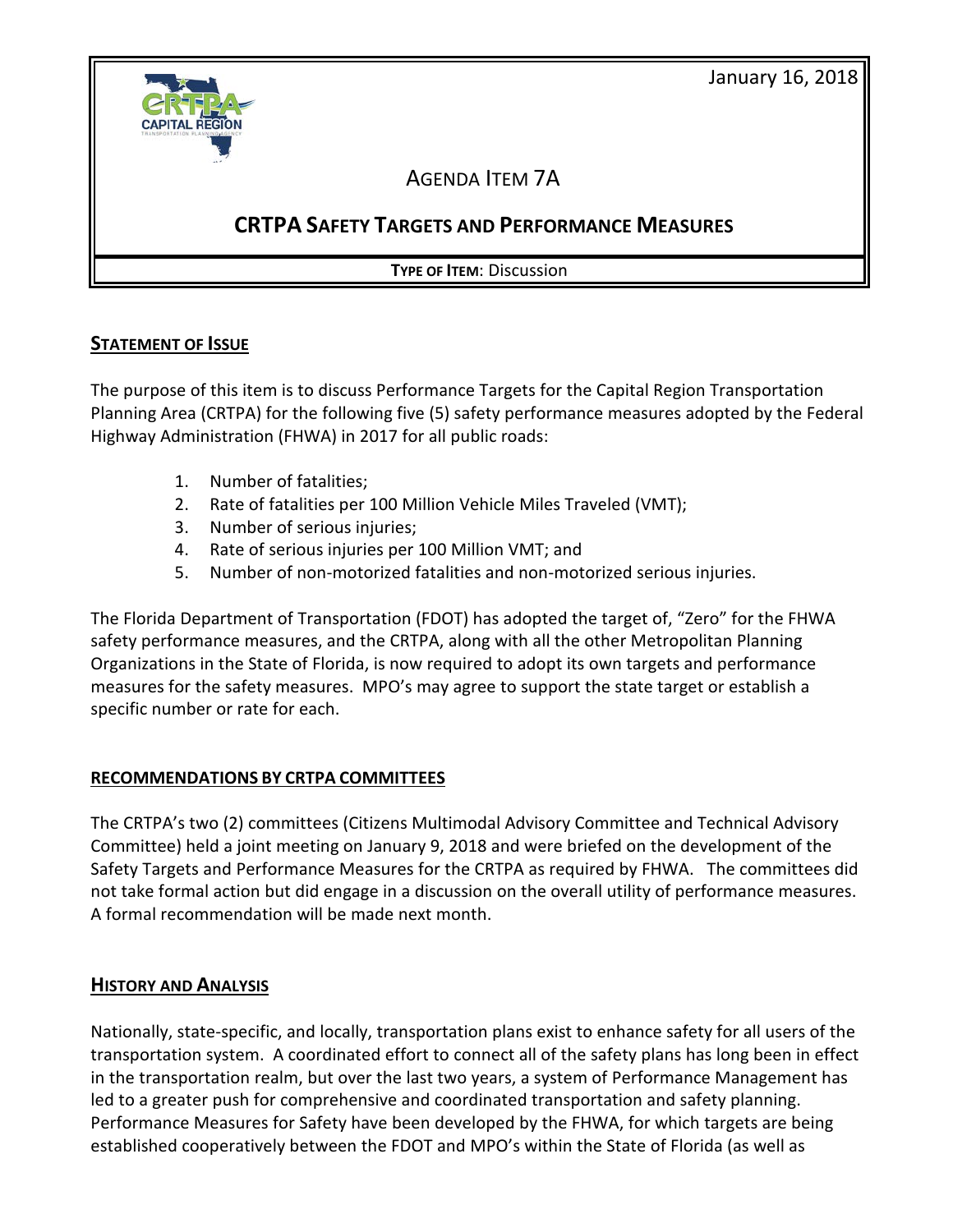January 16, 2018

# AGENDA ITEM 7A

## CRTPA SAFETY TARGETS AND PERFORMANCE MEASURES

**TYPE OF ITEM**: Discussion

### STATEMENT OF ISSUE

The purpose of this item is to discuss Performance Targets for the Capital Region Transportation Planning Area (CRTPA) for the following five (5) safety performance measures adopted by the Federal Highway Administration (FHWA) in 2017 for all public roads:

1. Number of fatalities;
2. Rate of fatalities per 100 Million Vehicle Miles Traveled (VMT);
3. Number of serious injuries;
4. Rate of serious injuries per 100 Million VMT; and
5. Number of non-motorized fatalities and non-motorized serious injuries.

The Florida Department of Transportation (FDOT) has adopted the target of, "Zero" for the FHWA safety performance measures, and the CRTPA, along with all the other Metropolitan Planning Organizations in the State of Florida, is now required to adopt its own targets and performance measures for the safety measures. MPO's may agree to support the state target or establish a specific number or rate for each.

### RECOMMENDATIONS BY CRTPA COMMITTEES

The CRTPA's two (2) committees (Citizens Multimodal Advisory Committee and Technical Advisory Committee) held a joint meeting on January 9, 2018 and were briefed on the development of the Safety Targets and Performance Measures for the CRTPA as required by FHWA. The committees did not take formal action but did engage in a discussion on the overall utility of performance measures. A formal recommendation will be made next month.

### HISTORY AND ANALYSIS

Nationally, state-specific, and locally, transportation plans exist to enhance safety for all users of the transportation system. A coordinated effort to connect all of the safety plans has long been in effect in the transportation realm, but over the last two years, a system of Performance Management has led to a greater push for comprehensive and coordinated transportation and safety planning. Performance Measures for Safety have been developed by the FHWA, for which targets are being established cooperatively between the FDOT and MPO's within the State of Florida (as well as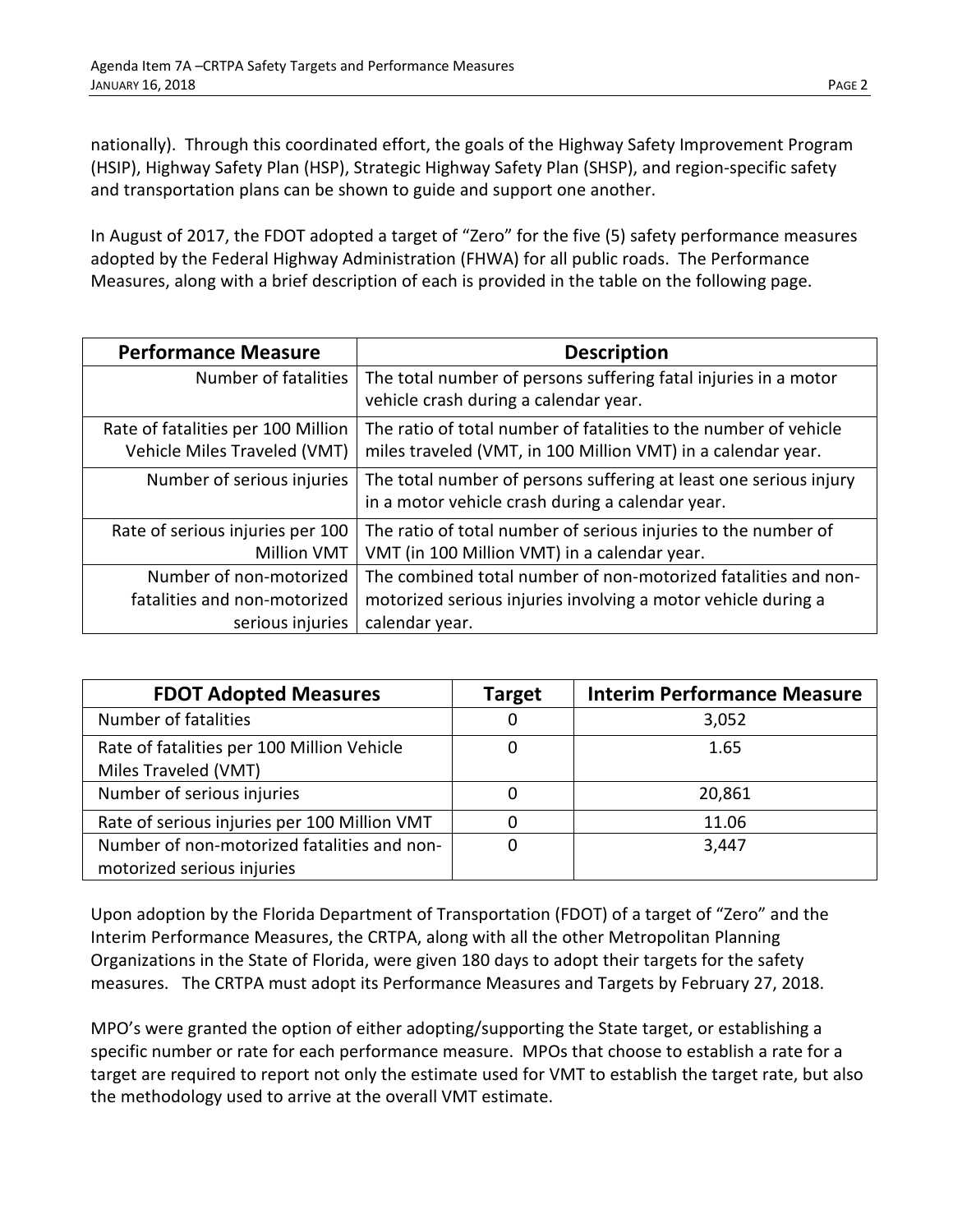nationally). Through this coordinated effort, the goals of the Highway Safety Improvement Program (HSIP), Highway Safety Plan (HSP), Strategic Highway Safety Plan (SHSP), and region-specific safety and transportation plans can be shown to guide and support one another.

In August of 2017, the FDOT adopted a target of "Zero" for the five (5) safety performance measures adopted by the Federal Highway Administration (FHWA) for all public roads. The Performance Measures, along with a brief description of each is provided in the table on the following page.

| Performance Measure | Description |
|---|---|
| Number of fatalities | The total number of persons suffering fatal injuries in a motor vehicle crash during a calendar year. |
| Rate of fatalities per 100 Million Vehicle Miles Traveled (VMT) | The ratio of total number of fatalities to the number of vehicle miles traveled (VMT, in 100 Million VMT) in a calendar year. |
| Number of serious injuries | The total number of persons suffering at least one serious injury in a motor vehicle crash during a calendar year. |
| Rate of serious injuries per 100 Million VMT | The ratio of total number of serious injuries to the number of VMT (in 100 Million VMT) in a calendar year. |
| Number of non-motorized fatalities and non-motorized serious injuries | The combined total number of non-motorized fatalities and non-motorized serious injuries involving a motor vehicle during a calendar year. |

| FDOT Adopted Measures | Target | Interim Performance Measure |
|---|---|---|
| Number of fatalities | 0 | 3,052 |
| Rate of fatalities per 100 Million Vehicle Miles Traveled (VMT) | 0 | 1.65 |
| Number of serious injuries | 0 | 20,861 |
| Rate of serious injuries per 100 Million VMT | 0 | 11.06 |
| Number of non-motorized fatalities and non-motorized serious injuries | 0 | 3,447 |

Upon adoption by the Florida Department of Transportation (FDOT) of a target of "Zero" and the Interim Performance Measures, the CRTPA, along with all the other Metropolitan Planning Organizations in the State of Florida, were given 180 days to adopt their targets for the safety measures. The CRTPA must adopt its Performance Measures and Targets by February 27, 2018.

MPO's were granted the option of either adopting/supporting the State target, or establishing a specific number or rate for each performance measure. MPOs that choose to establish a rate for a target are required to report not only the estimate used for VMT to establish the target rate, but also the methodology used to arrive at the overall VMT estimate.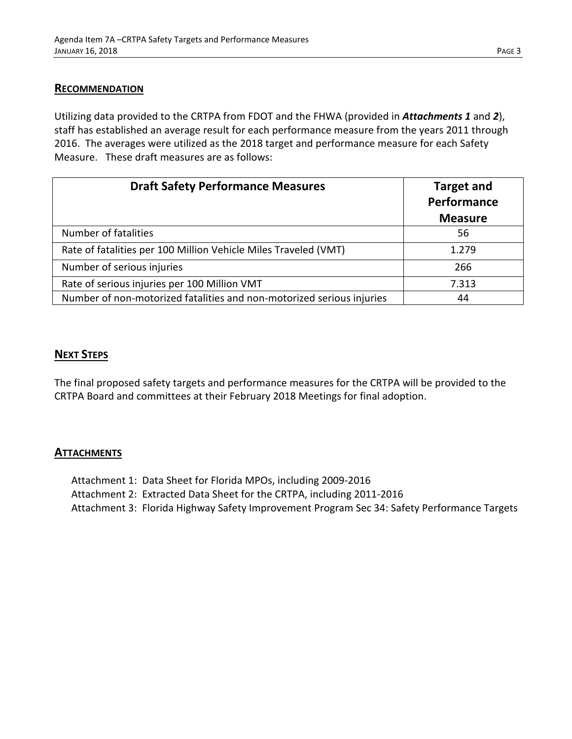## RECOMMENDATION

Utilizing data provided to the CRTPA from FDOT and the FHWA (provided in ***Attachments 1*** and ***2***), staff has established an average result for each performance measure from the years 2011 through 2016. The averages were utilized as the 2018 target and performance measure for each Safety Measure. These draft measures are as follows:

| Draft Safety Performance Measures | Target and Performance Measure |
|---|---|
| Number of fatalities | 56 |
| Rate of fatalities per 100 Million Vehicle Miles Traveled (VMT) | 1.279 |
| Number of serious injuries | 266 |
| Rate of serious injuries per 100 Million VMT | 7.313 |
| Number of non-motorized fatalities and non-motorized serious injuries | 44 |

## NEXT STEPS

The final proposed safety targets and performance measures for the CRTPA will be provided to the CRTPA Board and committees at their February 2018 Meetings for final adoption.

## ATTACHMENTS

Attachment 1: Data Sheet for Florida MPOs, including 2009-2016
Attachment 2: Extracted Data Sheet for the CRTPA, including 2011-2016
Attachment 3: Florida Highway Safety Improvement Program Sec 34: Safety Performance Targets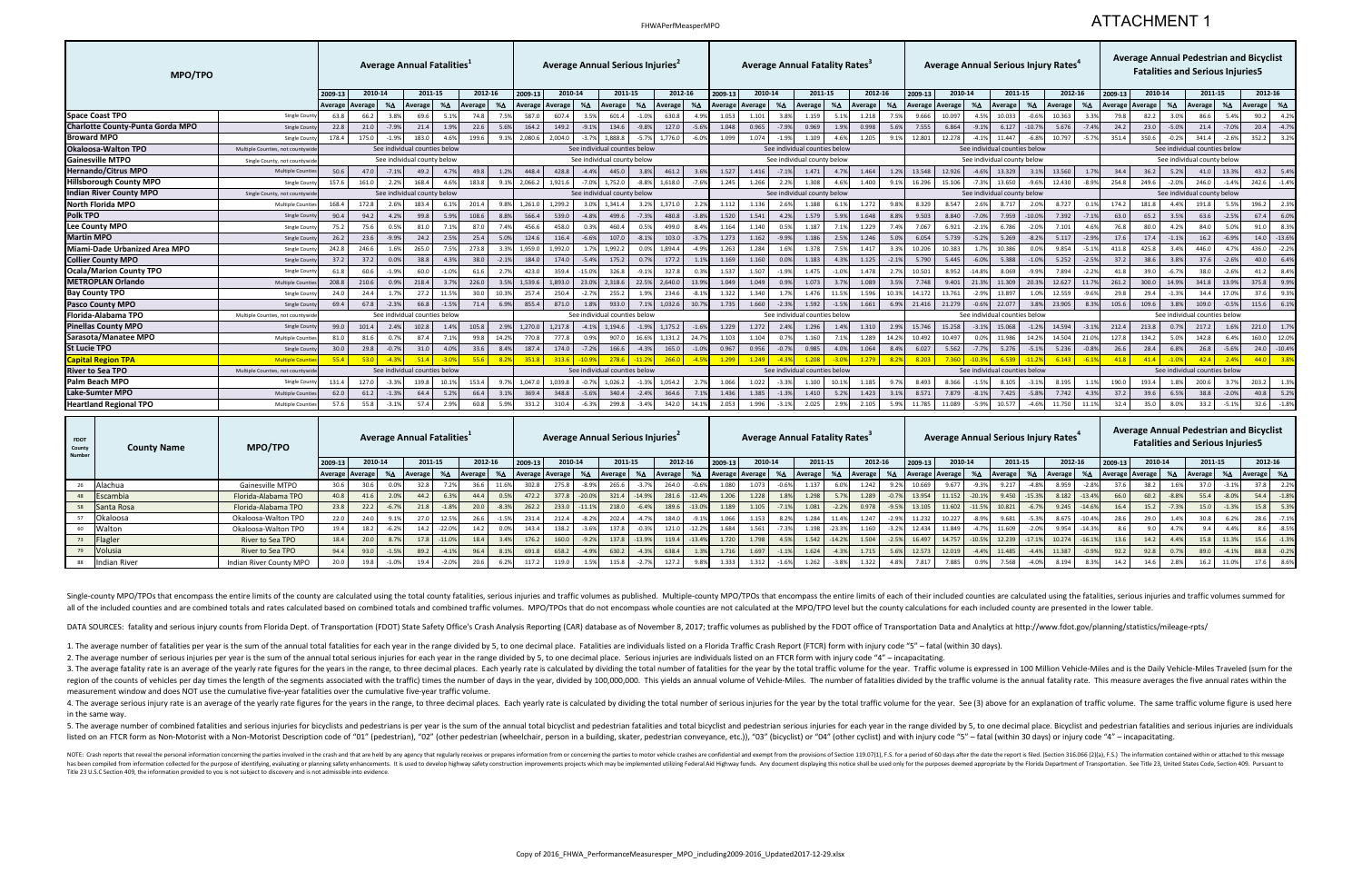# ATTACHMENT 1

| MPO/TPO | | Average Annual Fatalities[1] | | | | | | | Average Annual Serious Injuries[2] | | | | | | | Average Annual Fatality Rates[3] | | | | | | | Average Annual Serious Injury Rates[4] | | | | | | | Average Annual Pedestrian and Bicyclist Fatalities and Serious Injuries5 | | | | | | |
|---|---|---|---|---|---|---|---|---|---|---|---|---|---|---|---|---|---|---|---|---|---|---|---|---|---|---|---|---|---|---|---|---|---|---|---|---|---|
| | | 2009-13 | 2010-14 | | 2011-15 | | 2012-16 | | 2009-13 | 2010-14 | | 2011-15 | | 2012-16 | | 2009-13 | 2010-14 | | 2011-15 | | 2012-16 | | 2009-13 | 2010-14 | | 2011-15 | | 2012-16 | | 2009-13 | 2010-14 | | 2011-15 | | 2012-16 | |
| | | Average | Average | %Δ | Average | %Δ | Average | %Δ | Average | Average | %Δ | Average | %Δ | Average | %Δ | Average | Average | %Δ | Average | %Δ | Average | %Δ | Average | Average | %Δ | Average | %Δ | Average | %Δ | Average | Average | %Δ | Average | %Δ | Average | %Δ |
| **Space Coast TPO** | Single County | 63.8 | 66.2 | 3.8% | 69.6 | 5.1% | 74.8 | 7.5% | 587.0 | 607.4 | 3.5% | 601.4 | -1.0% | 630.8 | 4.9% | 1.053 | 1.101 | 3.8% | 1.159 | 5.1% | 1.218 | 7.5% | 9.666 | 10.097 | 4.5% | 10.033 | -0.6% | 10.363 | 3.3% | 79.8 | 82.2 | 3.0% | 86.6 | 5.4% | 90.2 | 4.2% |
| **Charlotte County-Punta Gorda MPO** | Single County | 22.8 | 21.0 | -7.9% | 21.4 | 1.9% | 22.6 | 5.6% | 164.2 | 149.2 | -9.1% | 134.6 | -9.8% | 127.0 | -5.6% | 1.048 | 0.965 | -7.9% | 0.969 | 1.9% | 0.998 | 5.6% | 7.555 | 6.864 | -9.1% | 6.127 | -10.7% | 5.676 | -7.4% | 24.2 | 23.0 | -5.0% | 21.4 | -7.0% | 20.4 | -4.7% |
| **Broward MPO** | Single County | 178.4 | 175.0 | -1.9% | 183.0 | 4.6% | 199.6 | 9.1% | 2,080.6 | 2,004.0 | -3.7% | 1,888.8 | -5.7% | 1,776.0 | -6.0% | 1.099 | 1.074 | -1.9% | 1.109 | 4.6% | 1.205 | 9.1% | 12.801 | 12.278 | -4.1% | 11.447 | -6.8% | 10.797 | -5.7% | 351.4 | 350.6 | -0.2% | 341.4 | -2.6% | 352.2 | 3.2% |
| **Okaloosa-Walton TPO** | Multiple Counties, not countywide | See individual counties below | | | | | | | See individual counties below | | | | | | | See individual counties below | | | | | | | See individual counties below | | | | | | | See individual counties below | | | | | | |
| **Gainesville MTPO** | Single County, not countywide | See individual county below | | | | | | | See individual county below | | | | | | | See individual county below | | | | | | | See individual county below | | | | | | | See individual county below | | | | | | |
| **Hernando/Citrus MPO** | Multiple Counties | 50.6 | 47.0 | -7.1% | 49.2 | 4.7% | 49.8 | 1.2% | 448.4 | 428.8 | -4.4% | 445.0 | 3.8% | 461.2 | 3.6% | 1.527 | 1.416 | -7.1% | 1.471 | 4.7% | 1.464 | 1.2% | 13.548 | 12.926 | -4.6% | 13.329 | 3.1% | 13.560 | 1.7% | 34.4 | 36.2 | 5.2% | 41.0 | 13.3% | 43.2 | 5.4% |
| **Hillsborough County MPO** | Single County | 157.6 | 161.0 | 2.2% | 168.4 | 4.6% | 183.8 | 9.1% | 2,066.2 | 1,921.6 | -7.0% | 1,752.0 | -8.8% | 1,618.0 | -7.6% | 1.245 | 1.266 | 2.2% | 1.308 | 4.6% | 1.400 | 9.1% | 16.296 | 15.106 | -7.3% | 13.650 | -9.6% | 12.430 | -8.9% | 254.8 | 249.6 | -2.0% | 246.0 | -1.4% | 242.6 | -1.4% |
| **Indian River County MPO** | Single County, not countywide | See individual county below | | | | | | | See individual county below | | | | | | | See individual county below | | | | | | | See individual county below | | | | | | | See individual county below | | | | | | |
| **North Florida MPO** | Multiple Counties | 168.4 | 172.8 | 2.6% | 183.4 | 6.1% | 201.4 | 9.8% | 1,261.0 | 1,299.2 | 3.0% | 1,341.4 | 3.2% | 1,371.0 | 2.2% | 1.112 | 1.136 | 2.6% | 1.188 | 6.1% | 1.272 | 9.8% | 8.329 | 8.547 | 2.6% | 8.717 | 2.0% | 8.727 | 0.1% | 174.2 | 181.8 | 4.4% | 191.8 | 5.5% | 196.2 | 2.3% |
| **Polk TPO** | Single County | 90.4 | 94.2 | 4.2% | 99.8 | 5.9% | 108.6 | 8.8% | 566.4 | 539.0 | -4.8% | 499.6 | -7.3% | 480.8 | -3.8% | 1.520 | 1.541 | 4.2% | 1.579 | 5.9% | 1.648 | 8.8% | 9.503 | 8.840 | -7.0% | 7.959 | -10.0% | 7.392 | -7.1% | 63.0 | 65.2 | 3.5% | 63.6 | -2.5% | 67.4 | 6.0% |
| **Lee County MPO** | Single County | 75.2 | 75.6 | 0.5% | 81.0 | 7.1% | 87.0 | 7.4% | 456.6 | 458.0 | 0.3% | 460.4 | 0.5% | 499.0 | 8.4% | 1.164 | 1.140 | 0.5% | 1.187 | 7.1% | 1.229 | 7.4% | 7.067 | 6.921 | -2.1% | 6.786 | -2.0% | 7.101 | 4.6% | 76.8 | 80.0 | 4.2% | 84.0 | 5.0% | 91.0 | 8.3% |
| **Martin MPO** | Single County | 26.2 | 23.6 | -9.9% | 24.2 | 2.5% | 25.4 | 5.0% | 124.6 | 116.4 | -6.6% | 107.0 | -8.1% | 103.0 | -3.7% | 1.273 | 1.162 | -9.9% | 1.186 | 2.5% | 1.246 | 5.0% | 6.054 | 5.739 | -5.2% | 5.269 | -8.2% | 5.117 | -2.9% | 17.6 | 17.4 | -1.1% | 16.2 | -6.9% | 14.0 | -13.6% |
| **Miami-Dade Urbanized Area MPO** | Single County | 242.8 | 246.6 | 1.6% | 265.0 | 7.5% | 273.8 | 3.3% | 1,959.0 | 1,992.0 | 1.7% | 1,992.2 | 0.0% | 1,894.4 | -4.9% | 1.263 | 1.284 | 1.6% | 1.378 | 7.5% | 1.417 | 3.3% | 10.206 | 10.383 | 1.7% | 10.386 | 0.0% | 9.854 | -5.1% | 411.8 | 425.8 | 3.4% | 446.0 | 4.7% | 436.0 | -2.2% |
| **Collier County MPO** | Single County | 37.2 | 37.2 | 0.0% | 38.8 | 4.3% | 38.0 | -2.1% | 184.0 | 174.0 | -5.4% | 175.2 | 0.7% | 177.2 | 1.1% | 1.169 | 1.160 | 0.0% | 1.183 | 4.3% | 1.125 | -2.1% | 5.790 | 5.445 | -6.0% | 5.388 | -1.0% | 5.252 | -2.5% | 37.2 | 38.6 | 3.8% | 37.6 | -2.6% | 40.0 | 6.4% |
| **Ocala/Marion County TPO** | Single County | 61.8 | 60.6 | -1.9% | 60.0 | -1.0% | 61.6 | 2.7% | 423.0 | 359.4 | -15.0% | 326.8 | -9.1% | 327.8 | 0.3% | 1.537 | 1.507 | -1.9% | 1.475 | -1.0% | 1.478 | 2.7% | 10.501 | 8.952 | -14.8% | 8.069 | -9.9% | 7.894 | -2.2% | 41.8 | 39.0 | -6.7% | 38.0 | -2.6% | 41.2 | 8.4% |
| **METROPLAN Orlando** | Multiple Counties | 208.8 | 210.6 | 0.9% | 218.4 | 3.7% | 226.0 | 3.5% | 1,539.6 | 1,893.0 | 23.0% | 2,318.6 | 22.5% | 2,640.0 | 13.9% | 1.049 | 1.049 | 0.9% | 1.073 | 3.7% | 1.089 | 3.5% | 7.748 | 9.401 | 21.3% | 11.309 | 20.3% | 12.627 | 11.7% | 261.2 | 300.0 | 14.9% | 331.4 | 10.5% | 375.8 | 13.4% |
| **Bay County TPO** | Single County | 24.0 | 24.4 | 1.7% | 27.2 | 11.5% | 30.0 | 10.3% | 257.4 | 250.4 | -2.7% | 255.2 | 1.9% | 234.6 | -8.1% | 1.322 | 1.340 | 1.7% | 1.476 | 11.5% | 1.596 | 10.3% | 14.172 | 13.761 | -2.9% | 13.897 | 1.0% | 12.559 | -9.6% | 29.8 | 29.4 | -1.3% | 34.4 | 17.0% | 37.6 | 9.3% |
| **Pasco County MPO** | Single County | 69.4 | 67.8 | -2.3% | 66.8 | -1.5% | 71.4 | 6.9% | 855.4 | 871.0 | 1.8% | 933.0 | 7.1% | 1,032.6 | 10.7% | 1.735 | 1.660 | -2.3% | 1.592 | -1.5% | 1.661 | 6.9% | 21.416 | 21.279 | -0.6% | 22.077 | 3.8% | 23.905 | 8.3% | 105.6 | 109.6 | 3.8% | 109.0 | -0.5% | 115.6 | 6.1% |
| **Florida-Alabama TPO** | Multiple Counties, not countywide | See individual counties below | | | | | | | See individual counties below | | | | | | | See individual counties below | | | | | | | See individual counties below | | | | | | | See individual counties below | | | | | | |
| **Pinellas County MPO** | Single County | 99.0 | 101.4 | 2.4% | 102.8 | 1.4% | 105.8 | 2.9% | 1,270.0 | 1,217.8 | -4.1% | 1,194.6 | -1.9% | 1,175.2 | -1.6% | 1.229 | 1.272 | 2.4% | 1.296 | 1.4% | 1.310 | 2.9% | 15.746 | 15.258 | -3.1% | 15.068 | -1.2% | 14.594 | -3.1% | 212.4 | 213.8 | 0.7% | 217.2 | 1.6% | 221.0 | 1.7% |
| **Sarasota/Manatee MPO** | Multiple Counties | 81.0 | 81.6 | 0.7% | 87.4 | 7.1% | 99.8 | 14.2% | 770.8 | 777.8 | 0.9% | 907.0 | 16.6% | 1,131.2 | 24.7% | 1.103 | 1.104 | 0.7% | 1.160 | 7.1% | 1.289 | 14.2% | 10.492 | 10.497 | 0.0% | 11.986 | 14.2% | 14.504 | 21.0% | 127.8 | 134.2 | 5.0% | 142.8 | 6.4% | 160.0 | 12.0% |
| **St Lucie TPO** | Single County | 30.0 | 29.8 | -0.7% | 31.0 | 4.0% | 33.6 | 8.4% | 187.4 | 174.0 | -7.2% | 166.6 | -4.3% | 165.0 | -1.0% | 0.967 | 0.956 | -0.7% | 0.985 | 4.0% | 1.064 | 8.4% | 6.027 | 5.562 | -7.7% | 5.276 | -5.1% | 5.236 | -0.8% | 26.6 | 28.4 | 6.8% | 26.8 | -5.6% | 24.0 | -10.4% |
| **Capital Region TPA** | Multiple Counties | 55.4 | 53.0 | -4.3% | 51.4 | -3.0% | 55.6 | 8.2% | 351.8 | 313.6 | -10.9% | 278.6 | -11.2% | 266.0 | -4.5% | 1.299 | 1.249 | -4.3% | 1.208 | -3.0% | 1.279 | 8.2% | 8.203 | 7.360 | -10.3% | 6.539 | -11.2% | 6.143 | -6.1% | 41.8 | 41.4 | -1.0% | 42.4 | 2.4% | 44.0 | 3.8% |
| **River to Sea TPO** | Multiple Counties, not countywide | See individual counties below | | | | | | | See individual counties below | | | | | | | See individual counties below | | | | | | | See individual counties below | | | | | | | See individual counties below | | | | | | |
| **Palm Beach MPO** | Single County | 131.4 | 127.0 | -3.3% | 139.8 | 10.1% | 153.4 | 9.7% | 1,047.0 | 1,039.8 | -0.7% | 1,026.2 | -1.3% | 1,054.2 | 2.7% | 1.066 | 1.022 | -3.3% | 1.100 | 10.1% | 1.185 | 9.7% | 8.493 | 8.366 | -1.5% | 8.105 | -3.1% | 8.195 | 1.1% | 190.0 | 193.4 | 1.8% | 200.6 | 3.7% | 203.2 | 1.3% |
| **Lake-Sumter MPO** | Multiple Counties | 62.0 | 61.2 | -1.3% | 64.4 | 5.2% | 66.4 | 3.1% | 369.4 | 348.8 | -5.6% | 340.4 | -2.4% | 364.6 | 7.1% | 1.436 | 1.385 | -1.3% | 1.410 | 5.2% | 1.423 | 3.1% | 8.571 | 7.879 | -8.1% | 7.425 | -5.8% | 7.742 | 4.3% | 37.2 | 39.6 | 6.5% | 38.8 | -2.0% | 40.8 | 5.2% |
| **Heartland Regional TPO** | Multiple Counties | 57.6 | 55.8 | -3.1% | 57.4 | 2.9% | 60.8 | 5.9% | 331.2 | 310.4 | -6.3% | 299.8 | -3.4% | 342.0 | 14.1% | 2.053 | 1.996 | -3.1% | 2.025 | 2.9% | 2.105 | 5.9% | 11.785 | 11.089 | -5.9% | 10.577 | -4.6% | 11.750 | 11.1% | 32.4 | 35.0 | 8.0% | 33.2 | -5.1% | 32.6 | -1.8% |

| FDOT County Number | County Name | MPO/TPO | Average Annual Fatalities[1] | | | | | | | Average Annual Serious Injuries[2] | | | | | | | Average Annual Fatality Rates[3] | | | | | | | Average Annual Serious Injury Rates[4] | | | | | | | Average Annual Pedestrian and Bicyclist Fatalities and Serious Injuries5 | | | | | | |
|---|---|---|---|---|---|---|---|---|---|---|---|---|---|---|---|---|---|---|---|---|---|---|---|---|---|---|---|---|---|---|---|---|---|---|---|---|---|---|
| | | | 2009-13 | 2010-14 | | 2011-15 | | 2012-16 | | 2009-13 | 2010-14 | | 2011-15 | | 2012-16 | | 2009-13 | 2010-14 | | 2011-15 | | 2012-16 | | 2009-13 | 2010-14 | | 2011-15 | | 2012-16 | | 2009-13 | 2010-14 | | 2011-15 | | 2012-16 | |
| | | | Average | Average | %Δ | Average | %Δ | Average | %Δ | Average | Average | %Δ | Average | %Δ | Average | %Δ | Average | Average | %Δ | Average | %Δ | Average | %Δ | Average | Average | %Δ | Average | %Δ | Average | %Δ | Average | Average | %Δ | Average | %Δ | Average | %Δ |
| 26 | Alachua | Gainesville MTPO | 30.6 | 30.6 | 0.0% | 32.8 | 7.2% | 36.6 | 11.6% | 302.8 | 275.8 | -8.9% | 265.6 | -3.7% | 264.0 | -0.6% | 1.080 | 1.073 | -0.6% | 1.137 | 6.0% | 1.242 | 9.2% | 10.669 | 9.677 | -9.3% | 9.217 | -4.8% | 8.959 | -2.8% | 37.6 | 38.2 | 1.6% | 37.0 | -3.1% | 37.8 | 2.2% |
| 48 | Escambia | Florida-Alabama TPO | 40.8 | 41.6 | 2.0% | 44.2 | 6.3% | 44.4 | 0.5% | 472.2 | 377.8 | -20.0% | 321.4 | -14.9% | 281.6 | -12.4% | 1.206 | 1.228 | 1.8% | 1.298 | 5.7% | 1.289 | -0.7% | 13.954 | 11.152 | -20.1% | 9.450 | -15.3% | 8.182 | -13.4% | 66.0 | 60.2 | -8.8% | 55.4 | -8.0% | 54.4 | -1.8% |
| 58 | Santa Rosa | Florida-Alabama TPO | 23.8 | 22.2 | -6.7% | 21.8 | -1.8% | 20.0 | -8.3% | 262.2 | 233.0 | -11.1% | 218.0 | -6.4% | 189.6 | -13.0% | 1.189 | 1.105 | -7.1% | 1.081 | -2.2% | 0.978 | -9.5% | 13.105 | 11.602 | -11.5% | 10.821 | -6.7% | 9.245 | -14.6% | 16.4 | 15.2 | -7.3% | 15.0 | -1.3% | 15.8 | 5.3% |
| 57 | Okaloosa | Okaloosa-Walton TPO | 22.0 | 24.0 | 9.1% | 27.0 | 12.5% | 26.6 | -1.5% | 231.4 | 212.4 | -8.2% | 202.4 | -4.7% | 184.0 | -9.1% | 1.066 | 1.153 | 8.2% | 1.284 | 11.4% | 1.247 | -2.9% | 11.232 | 10.227 | -8.9% | 9.681 | -5.3% | 8.675 | -10.4% | 28.6 | 29.0 | 1.4% | 30.8 | 6.2% | 28.6 | -7.1% |
| 60 | Walton | Okaloosa-Walton TPO | 19.4 | 18.2 | -6.2% | 14.2 | -22.0% | 14.2 | 0.0% | 143.4 | 138.2 | -3.6% | 137.8 | -0.3% | 121.0 | -12.2% | 1.684 | 1.561 | -7.3% | 1.198 | -23.3% | 1.160 | -3.2% | 12.434 | 11.849 | -4.7% | 11.609 | -2.0% | 9.954 | -14.3% | 8.6 | 9.0 | 4.7% | 9.4 | 4.4% | 8.6 | -8.5% |
| 73 | Flagler | River to Sea TPO | 18.4 | 20.0 | 8.7% | 17.8 | -11.0% | 18.4 | 3.4% | 176.2 | 160.0 | -9.2% | 137.8 | -13.9% | 119.4 | -13.4% | 1.720 | 1.798 | 4.5% | 1.542 | -14.2% | 1.504 | -2.5% | 16.497 | 14.757 | -10.5% | 12.239 | -17.1% | 10.274 | -16.1% | 13.6 | 14.2 | 4.4% | 15.8 | 11.3% | 15.6 | -1.3% |
| 79 | Volusia | River to Sea TPO | 94.4 | 93.0 | -1.5% | 89.2 | -4.1% | 96.4 | 8.1% | 691.8 | 658.2 | -4.9% | 630.2 | -4.3% | 638.4 | 1.3% | 1.716 | 1.697 | -1.1% | 1.624 | -4.3% | 1.715 | 5.6% | 12.573 | 12.019 | -4.4% | 11.485 | -4.4% | 11.387 | -0.9% | 92.2 | 92.8 | 0.7% | 89.0 | -4.1% | 88.8 | -0.2% |
| 88 | Indian River | Indian River County MPO | 20.0 | 19.8 | -1.0% | 19.4 | -2.0% | 20.6 | 6.2% | 117.2 | 119.0 | 1.5% | 115.8 | -2.7% | 127.2 | 9.8% | 1.333 | 1.312 | -1.6% | 1.262 | -3.8% | 1.322 | 4.8% | 7.817 | 7.885 | 0.9% | 7.568 | -4.0% | 8.194 | 8.3% | 14.2 | 14.6 | 2.8% | 16.2 | 11.0% | 17.6 | 8.6% |

Single-county MPO/TPOs that encompass the entire limits of the county are calculated using the total county fatalities, serious injuries and traffic volumes as published. Multiple-county MPO/TPOs that encompass the entire limits of each of their included counties are calculated using the fatalities, serious injuries and traffic volumes summed for all of the included counties and are combined totals and rates calculated based on combined totals and combined traffic volumes. MPO/TPOs that do not encompass whole counties are not calculated at the MPO/TPO level but the county calculations for each included county are presented in the lower table.

DATA SOURCES: fatality and serious injury counts from Florida Dept. of Transportation (FDOT) State Safety Office's Crash Analysis Reporting (CAR) database as of November 8, 2017; traffic volumes as published by the FDOT office of Transportation Data and Analytics at http://www.fdot.gov/planning/statistics/mileage-rpts/

1. The average number of fatalities per year is the sum of the annual total fatalities for each year in the range divided by 5, to one decimal place. Fatalities are individuals listed on a Florida Traffic Crash Report (FTCR) form with injury code "5" – fatal (within 30 days).

2. The average number of serious injuries per year is the sum of the annual total serious injuries for each year in the range divided by 5, to one decimal place. Serious injuries are individuals listed on an FTCR form with injury code "4" – incapacitating.

3. The average fatality rate is an average of the yearly rate figures for the years in the range, to three decimal places. Each yearly rate is calculated by dividing the total number of fatalities for the year by the total traffic volume for the year. Traffic volume is expressed in 100 Million Vehicle-Miles and is the Daily Vehicle-Miles Traveled (sum for the region of the counts of vehicles per day times the length of the segments associated with the traffic) times the number of days in the year, divided by 100,000,000. This yields an annual volume of Vehicle-Miles. The number of fatalities divided by the traffic volume is the annual fatality rate. This measure averages the five annual rates within the measurement window and does NOT use the cumulative five-year fatalities over the cumulative five-year traffic volume.

4. The average serious injury rate is an average of the yearly rate figures for the years in the range, to three decimal places. Each yearly rate is calculated by dividing the total number of serious injuries for the year by the total traffic volume for the year. See (3) above for an explanation of traffic volume. The same traffic volume figure is used here in the same way.

5. The average number of combined fatalities and serious injuries for bicyclists and pedestrians is per year is the sum of the annual total bicyclist and pedestrian fatalities and total bicyclist and pedestrian serious injuries for each year in the range divided by 5, to one decimal place. Bicyclist and pedestrian fatalities and serious injuries are individuals listed on an FTCR form as Non-Motorist with a Non-Motorist Description code of "01" (pedestrian), "02" (other pedestrian (wheelchair, person in a building, skater, pedestrian conveyance, etc.)), "03" (bicyclist) or "04" (other cyclist) and with injury code "5" – fatal (within 30 days) or injury code "4" – incapacitating.

NOTE: Crash reports that reveal the personal information concerning the parties involved in the crash and that are held by any agency that regularly receives or prepares information from or concerning the parties to motor vehicle crashes are confidential and exempt from the provisions of Section 119.07(1), F.S. for a period of 60 days after the date the report is filed. (Section 316.066 (2)(a), F.S.) The information contained within or attached to this message has been compiled from information collected for the purpose of identifying, evaluating or planning safety enhancements. It is used to develop highway safety construction improvements projects which may be implemented utilizing Federal Aid Highway funds. Any document displaying this notice shall be used only for the purposes deemed appropriate by the Florida Department of Transportation. See Title 23, United States Code, Section 409. Pursuant to Title 23 U.S.C Section 409, the information provided to you is not subject to discovery and is not admissible into evidence.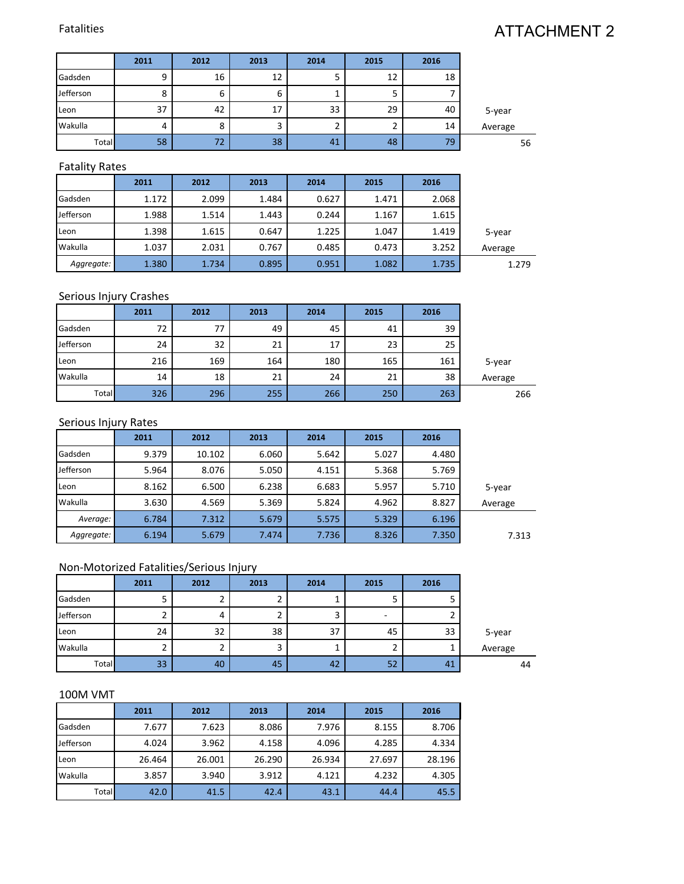Fatalities

# ATTACHMENT 2

| | 2011 | 2012 | 2013 | 2014 | 2015 | 2016 | |
|---|---|---|---|---|---|---|---|
| Gadsden | 9 | 16 | 12 | 5 | 12 | 18 | |
| Jefferson | 8 | 6 | 6 | 1 | 5 | 7 | |
| Leon | 37 | 42 | 17 | 33 | 29 | 40 | 5-year |
| Wakulla | 4 | 8 | 3 | 2 | 2 | 14 | Average |
| Total | 58 | 72 | 38 | 41 | 48 | 79 | 56 |

Fatality Rates

| | 2011 | 2012 | 2013 | 2014 | 2015 | 2016 | |
|---|---|---|---|---|---|---|---|
| Gadsden | 1.172 | 2.099 | 1.484 | 0.627 | 1.471 | 2.068 | |
| Jefferson | 1.988 | 1.514 | 1.443 | 0.244 | 1.167 | 1.615 | |
| Leon | 1.398 | 1.615 | 0.647 | 1.225 | 1.047 | 1.419 | 5-year |
| Wakulla | 1.037 | 2.031 | 0.767 | 0.485 | 0.473 | 3.252 | Average |
| *Aggregate:* | 1.380 | 1.734 | 0.895 | 0.951 | 1.082 | 1.735 | 1.279 |

Serious Injury Crashes

| | 2011 | 2012 | 2013 | 2014 | 2015 | 2016 | |
|---|---|---|---|---|---|---|---|
| Gadsden | 72 | 77 | 49 | 45 | 41 | 39 | |
| Jefferson | 24 | 32 | 21 | 17 | 23 | 25 | |
| Leon | 216 | 169 | 164 | 180 | 165 | 161 | 5-year |
| Wakulla | 14 | 18 | 21 | 24 | 21 | 38 | Average |
| Total | 326 | 296 | 255 | 266 | 250 | 263 | 266 |

Serious Injury Rates

| | 2011 | 2012 | 2013 | 2014 | 2015 | 2016 | |
|---|---|---|---|---|---|---|---|
| Gadsden | 9.379 | 10.102 | 6.060 | 5.642 | 5.027 | 4.480 | |
| Jefferson | 5.964 | 8.076 | 5.050 | 4.151 | 5.368 | 5.769 | |
| Leon | 8.162 | 6.500 | 6.238 | 6.683 | 5.957 | 5.710 | 5-year |
| Wakulla | 3.630 | 4.569 | 5.369 | 5.824 | 4.962 | 8.827 | Average |
| *Average:* | 6.784 | 7.312 | 5.679 | 5.575 | 5.329 | 6.196 | |
| *Aggregate:* | 6.194 | 5.679 | 7.474 | 7.736 | 8.326 | 7.350 | 7.313 |

Non-Motorized Fatalities/Serious Injury

| | 2011 | 2012 | 2013 | 2014 | 2015 | 2016 | |
|---|---|---|---|---|---|---|---|
| Gadsden | 5 | 2 | 2 | 1 | 5 | 5 | |
| Jefferson | 2 | 4 | 2 | 3 | - | 2 | |
| Leon | 24 | 32 | 38 | 37 | 45 | 33 | 5-year |
| Wakulla | 2 | 2 | 3 | 1 | 2 | 1 | Average |
| Total | 33 | 40 | 45 | 42 | 52 | 41 | 44 |

100M VMT

| | 2011 | 2012 | 2013 | 2014 | 2015 | 2016 |
|---|---|---|---|---|---|---|
| Gadsden | 7.677 | 7.623 | 8.086 | 7.976 | 8.155 | 8.706 |
| Jefferson | 4.024 | 3.962 | 4.158 | 4.096 | 4.285 | 4.334 |
| Leon | 26.464 | 26.001 | 26.290 | 26.934 | 27.697 | 28.196 |
| Wakulla | 3.857 | 3.940 | 3.912 | 4.121 | 4.232 | 4.305 |
| Total | 42.0 | 41.5 | 42.4 | 43.1 | 44.4 | 45.5 |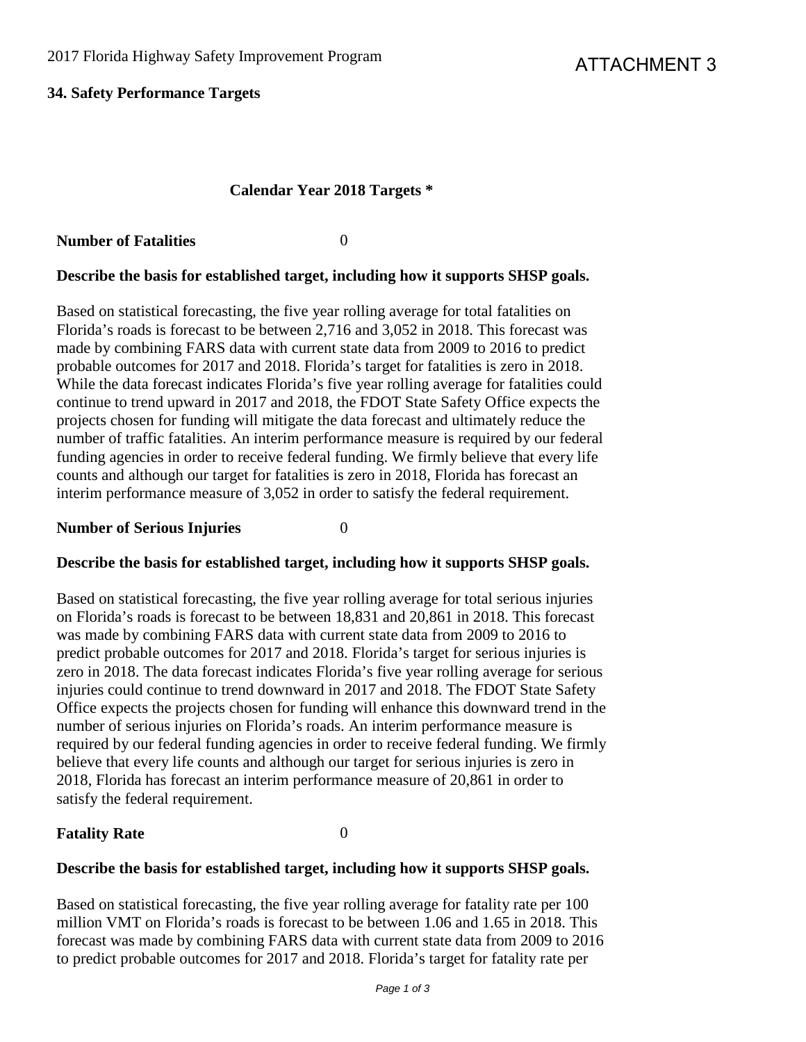2017 Florida Highway Safety Improvement Program

ATTACHMENT 3

**34. Safety Performance Targets**

**Calendar Year 2018 Targets \***

**Number of Fatalities** 0

**Describe the basis for established target, including how it supports SHSP goals.**

Based on statistical forecasting, the five year rolling average for total fatalities on Florida's roads is forecast to be between 2,716 and 3,052 in 2018. This forecast was made by combining FARS data with current state data from 2009 to 2016 to predict probable outcomes for 2017 and 2018. Florida's target for fatalities is zero in 2018. While the data forecast indicates Florida's five year rolling average for fatalities could continue to trend upward in 2017 and 2018, the FDOT State Safety Office expects the projects chosen for funding will mitigate the data forecast and ultimately reduce the number of traffic fatalities. An interim performance measure is required by our federal funding agencies in order to receive federal funding. We firmly believe that every life counts and although our target for fatalities is zero in 2018, Florida has forecast an interim performance measure of 3,052 in order to satisfy the federal requirement.

**Number of Serious Injuries** 0

**Describe the basis for established target, including how it supports SHSP goals.**

Based on statistical forecasting, the five year rolling average for total serious injuries on Florida's roads is forecast to be between 18,831 and 20,861 in 2018. This forecast was made by combining FARS data with current state data from 2009 to 2016 to predict probable outcomes for 2017 and 2018. Florida's target for serious injuries is zero in 2018. The data forecast indicates Florida's five year rolling average for serious injuries could continue to trend downward in 2017 and 2018. The FDOT State Safety Office expects the projects chosen for funding will enhance this downward trend in the number of serious injuries on Florida's roads. An interim performance measure is required by our federal funding agencies in order to receive federal funding. We firmly believe that every life counts and although our target for serious injuries is zero in 2018, Florida has forecast an interim performance measure of 20,861 in order to satisfy the federal requirement.

**Fatality Rate** 0

**Describe the basis for established target, including how it supports SHSP goals.**

Based on statistical forecasting, the five year rolling average for fatality rate per 100 million VMT on Florida's roads is forecast to be between 1.06 and 1.65 in 2018. This forecast was made by combining FARS data with current state data from 2009 to 2016 to predict probable outcomes for 2017 and 2018. Florida's target for fatality rate per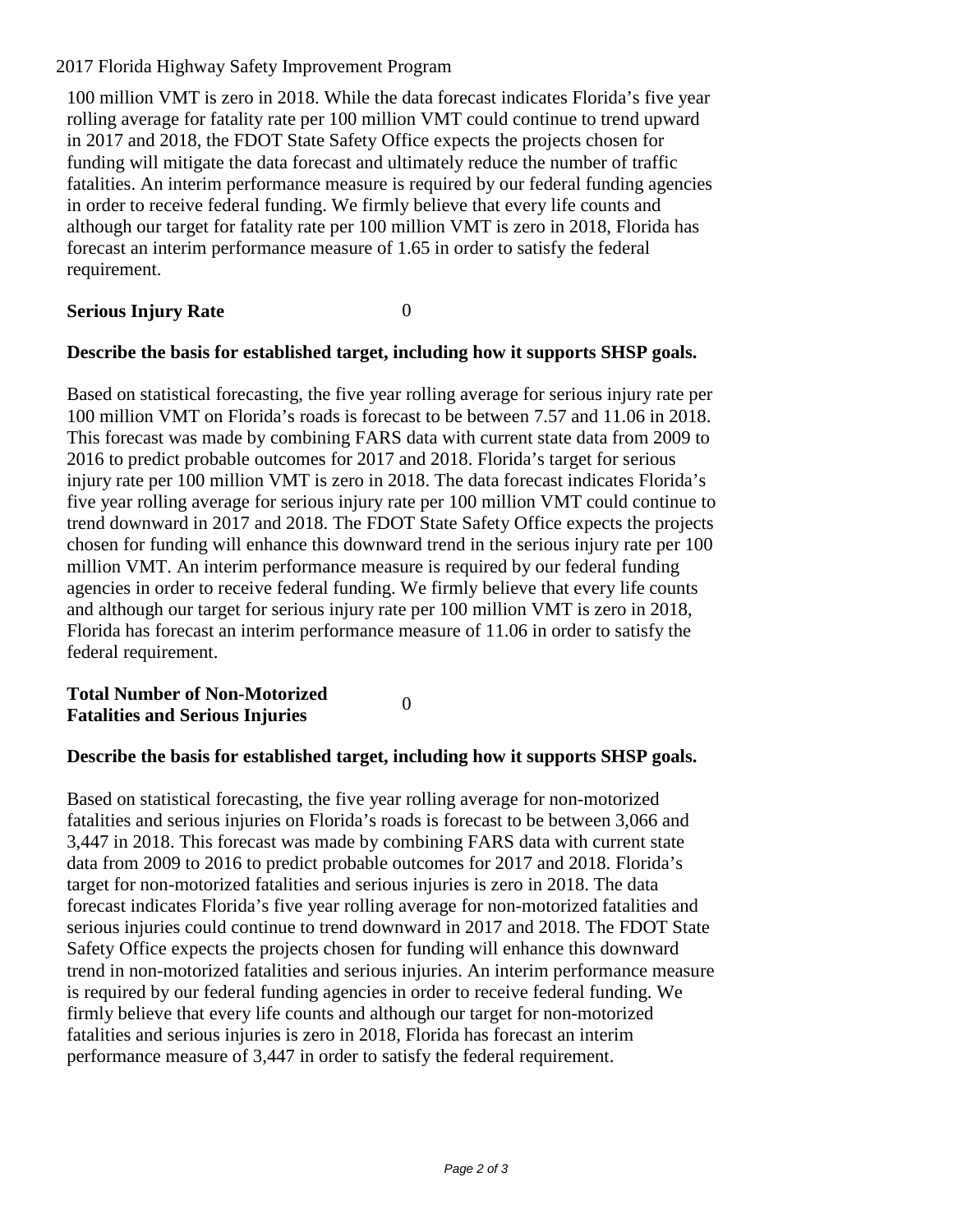100 million VMT is zero in 2018. While the data forecast indicates Florida's five year rolling average for fatality rate per 100 million VMT could continue to trend upward in 2017 and 2018, the FDOT State Safety Office expects the projects chosen for funding will mitigate the data forecast and ultimately reduce the number of traffic fatalities. An interim performance measure is required by our federal funding agencies in order to receive federal funding. We firmly believe that every life counts and although our target for fatality rate per 100 million VMT is zero in 2018, Florida has forecast an interim performance measure of 1.65 in order to satisfy the federal requirement.

| | |
|---|---|
| **Serious Injury Rate** | 0 |

**Describe the basis for established target, including how it supports SHSP goals.**

Based on statistical forecasting, the five year rolling average for serious injury rate per 100 million VMT on Florida's roads is forecast to be between 7.57 and 11.06 in 2018. This forecast was made by combining FARS data with current state data from 2009 to 2016 to predict probable outcomes for 2017 and 2018. Florida's target for serious injury rate per 100 million VMT is zero in 2018. The data forecast indicates Florida's five year rolling average for serious injury rate per 100 million VMT could continue to trend downward in 2017 and 2018. The FDOT State Safety Office expects the projects chosen for funding will enhance this downward trend in the serious injury rate per 100 million VMT. An interim performance measure is required by our federal funding agencies in order to receive federal funding. We firmly believe that every life counts and although our target for serious injury rate per 100 million VMT is zero in 2018, Florida has forecast an interim performance measure of 11.06 in order to satisfy the federal requirement.

| | |
|---|---|
| **Total Number of Non-Motorized Fatalities and Serious Injuries** | 0 |

**Describe the basis for established target, including how it supports SHSP goals.**

Based on statistical forecasting, the five year rolling average for non-motorized fatalities and serious injuries on Florida's roads is forecast to be between 3,066 and 3,447 in 2018. This forecast was made by combining FARS data with current state data from 2009 to 2016 to predict probable outcomes for 2017 and 2018. Florida's target for non-motorized fatalities and serious injuries is zero in 2018. The data forecast indicates Florida's five year rolling average for non-motorized fatalities and serious injuries could continue to trend downward in 2017 and 2018. The FDOT State Safety Office expects the projects chosen for funding will enhance this downward trend in non-motorized fatalities and serious injuries. An interim performance measure is required by our federal funding agencies in order to receive federal funding. We firmly believe that every life counts and although our target for non-motorized fatalities and serious injuries is zero in 2018, Florida has forecast an interim performance measure of 3,447 in order to satisfy the federal requirement.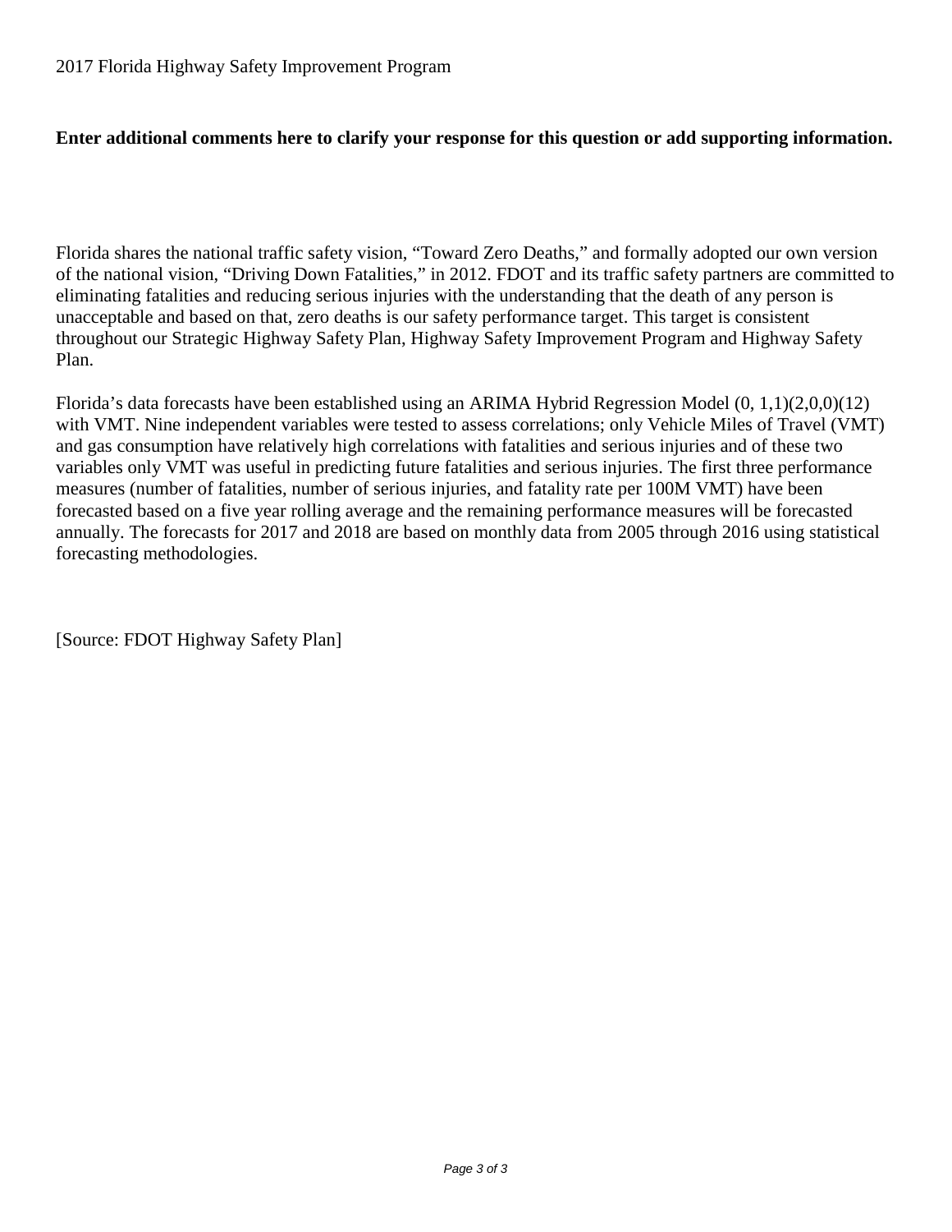**Enter additional comments here to clarify your response for this question or add supporting information.**

Florida shares the national traffic safety vision, "Toward Zero Deaths," and formally adopted our own version of the national vision, "Driving Down Fatalities," in 2012. FDOT and its traffic safety partners are committed to eliminating fatalities and reducing serious injuries with the understanding that the death of any person is unacceptable and based on that, zero deaths is our safety performance target. This target is consistent throughout our Strategic Highway Safety Plan, Highway Safety Improvement Program and Highway Safety Plan.

Florida's data forecasts have been established using an ARIMA Hybrid Regression Model (0, 1,1)(2,0,0)(12) with VMT. Nine independent variables were tested to assess correlations; only Vehicle Miles of Travel (VMT) and gas consumption have relatively high correlations with fatalities and serious injuries and of these two variables only VMT was useful in predicting future fatalities and serious injuries. The first three performance measures (number of fatalities, number of serious injuries, and fatality rate per 100M VMT) have been forecasted based on a five year rolling average and the remaining performance measures will be forecasted annually. The forecasts for 2017 and 2018 are based on monthly data from 2005 through 2016 using statistical forecasting methodologies.

[Source: FDOT Highway Safety Plan]